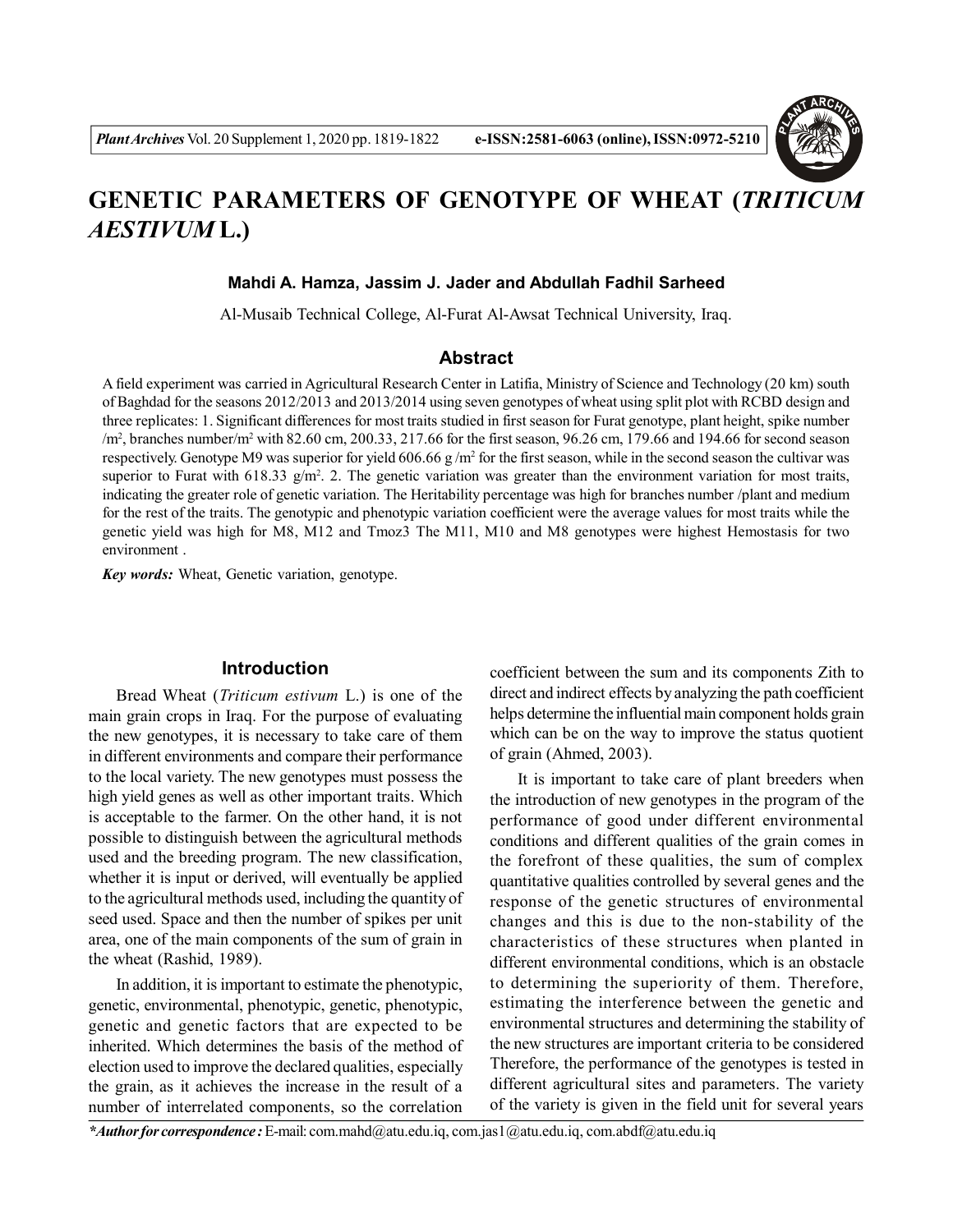# GENETIC PARAMETERS OF GENOTYPE OF WHEAT (*TRITICUM AESTIVUM* L.)

**Mahdi A. Hamza, Jassim J. Jader and Abdullah Fadhil Sarheed**

Al-Musaib Technical College, Al-Furat Al-Awsat Technical University, Iraq.

## Abstract

A field experiment was carried in Agricultural Research Center in Latifia, Ministry of Science and Technology (20 km) south of Baghdad for the seasons 2012/2013 and 2013/2014 using seven genotypes of wheat using split plot with RCBD design and three replicates: 1. Significant differences for most traits studied in first season for Furat genotype, plant height, spike number /m$^2$, branches number/m$^2$ with 82.60 cm, 200.33, 217.66 for the first season, 96.26 cm, 179.66 and 194.66 for second season respectively. Genotype M9 was superior for yield 606.66 g /m$^2$ for the first season, while in the second season the cultivar was superior to Furat with 618.33 g/m$^2$. 2. The genetic variation was greater than the environment variation for most traits, indicating the greater role of genetic variation. The Heritability percentage was high for branches number /plant and medium for the rest of the traits. The genotypic and phenotypic variation coefficient were the average values for most traits while the genetic yield was high for M8, M12 and Tmoz3 The M11, M10 and M8 genotypes were highest Hemostasis for two environment .

***Key words:*** Wheat, Genetic variation, genotype.

## Introduction

Bread Wheat (*Triticum estivum* L.) is one of the main grain crops in Iraq. For the purpose of evaluating the new genotypes, it is necessary to take care of them in different environments and compare their performance to the local variety. The new genotypes must possess the high yield genes as well as other important traits. Which is acceptable to the farmer. On the other hand, it is not possible to distinguish between the agricultural methods used and the breeding program. The new classification, whether it is input or derived, will eventually be applied to the agricultural methods used, including the quantity of seed used. Space and then the number of spikes per unit area, one of the main components of the sum of grain in the wheat (Rashid, 1989).

In addition, it is important to estimate the phenotypic, genetic, environmental, phenotypic, genetic, phenotypic, genetic and genetic factors that are expected to be inherited. Which determines the basis of the method of election used to improve the declared qualities, especially the grain, as it achieves the increase in the result of a number of interrelated components, so the correlation coefficient between the sum and its components Zith to direct and indirect effects by analyzing the path coefficient helps determine the influential main component holds grain which can be on the way to improve the status quotient of grain (Ahmed, 2003).

It is important to take care of plant breeders when the introduction of new genotypes in the program of the performance of good under different environmental conditions and different qualities of the grain comes in the forefront of these qualities, the sum of complex quantitative qualities controlled by several genes and the response of the genetic structures of environmental changes and this is due to the non-stability of the characteristics of these structures when planted in different environmental conditions, which is an obstacle to determining the superiority of them. Therefore, estimating the interference between the genetic and environmental structures and determining the stability of the new structures are important criteria to be considered Therefore, the performance of the genotypes is tested in different agricultural sites and parameters. The variety of the variety is given in the field unit for several years

***\*Author for correspondence :*** E-mail: com.mahd@atu.edu.iq, com.jas1@atu.edu.iq, com.abdf@atu.edu.iq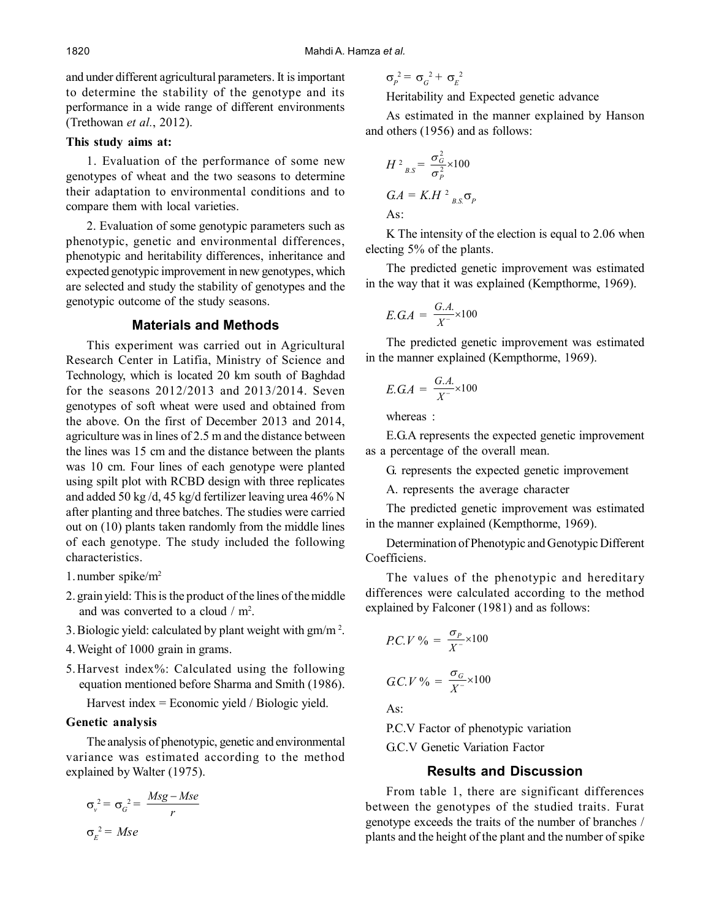and under different agricultural parameters. It is important to determine the stability of the genotype and its performance in a wide range of different environments (Trethowan *et al*., 2012).

**This study aims at:**

1. Evaluation of the performance of some new genotypes of wheat and the two seasons to determine their adaptation to environmental conditions and to compare them with local varieties.

2. Evaluation of some genotypic parameters such as phenotypic, genetic and environmental differences, phenotypic and heritability differences, inheritance and expected genotypic improvement in new genotypes, which are selected and study the stability of genotypes and the genotypic outcome of the study seasons.

## Materials and Methods

This experiment was carried out in Agricultural Research Center in Latifia, Ministry of Science and Technology, which is located 20 km south of Baghdad for the seasons 2012/2013 and 2013/2014. Seven genotypes of soft wheat were used and obtained from the above. On the first of December 2013 and 2014, agriculture was in lines of 2.5 m and the distance between the lines was 15 cm and the distance between the plants was 10 cm. Four lines of each genotype were planted using spilt plot with RCBD design with three replicates and added 50 kg /d, 45 kg/d fertilizer leaving urea 46% N after planting and three batches. The studies were carried out on (10) plants taken randomly from the middle lines of each genotype. The study included the following characteristics.

1. number spike/$m^2$
2. grain yield: This is the product of the lines of the middle and was converted to a cloud / $m^2$.
3. Biologic yield: calculated by plant weight with gm/$m^2$.
4. Weight of 1000 grain in grams.
5. Harvest index%: Calculated using the following equation mentioned before Sharma and Smith (1986).

   Harvest index = Economic yield / Biologic yield.

**Genetic analysis**

The analysis of phenotypic, genetic and environmental variance was estimated according to the method explained by Walter (1975).

$$\sigma_v^2 = \sigma_G^2 = \frac{Msg - Mse}{r}$$

$$\sigma_E^2 = Mse$$

$$\sigma_P^2 = \sigma_G^2 + \sigma_E^2$$

Heritability and Expected genetic advance

As estimated in the manner explained by Hanson and others (1956) and as follows:

$$H^2_{B.S} = \frac{\sigma_G^2}{\sigma_P^2} \times 100$$

$$G.A = K.H^2_{B.S.}\sigma_P$$

As:

K The intensity of the election is equal to 2.06 when electing 5% of the plants.

The predicted genetic improvement was estimated in the way that it was explained (Kempthorme, 1969).

$$E.G.A = \frac{G.A.}{X^-} \times 100$$

The predicted genetic improvement was estimated in the manner explained (Kempthorme, 1969).

$$E.G.A = \frac{G.A.}{X^-} \times 100$$

whereas :

E.G.A represents the expected genetic improvement as a percentage of the overall mean.

G. represents the expected genetic improvement

A. represents the average character

The predicted genetic improvement was estimated in the manner explained (Kempthorme, 1969).

Determination of Phenotypic and Genotypic Different Coefficiens.

The values of the phenotypic and hereditary differences were calculated according to the method explained by Falconer (1981) and as follows:

$$P.C.V\ \% = \frac{\sigma_P}{X^-} \times 100$$

$$G.C.V\ \% = \frac{\sigma_G}{X^-} \times 100$$

As:

P.C.V Factor of phenotypic variation

G.C.V Genetic Variation Factor

## Results and Discussion

From table 1, there are significant differences between the genotypes of the studied traits. Furat genotype exceeds the traits of the number of branches / plants and the height of the plant and the number of spike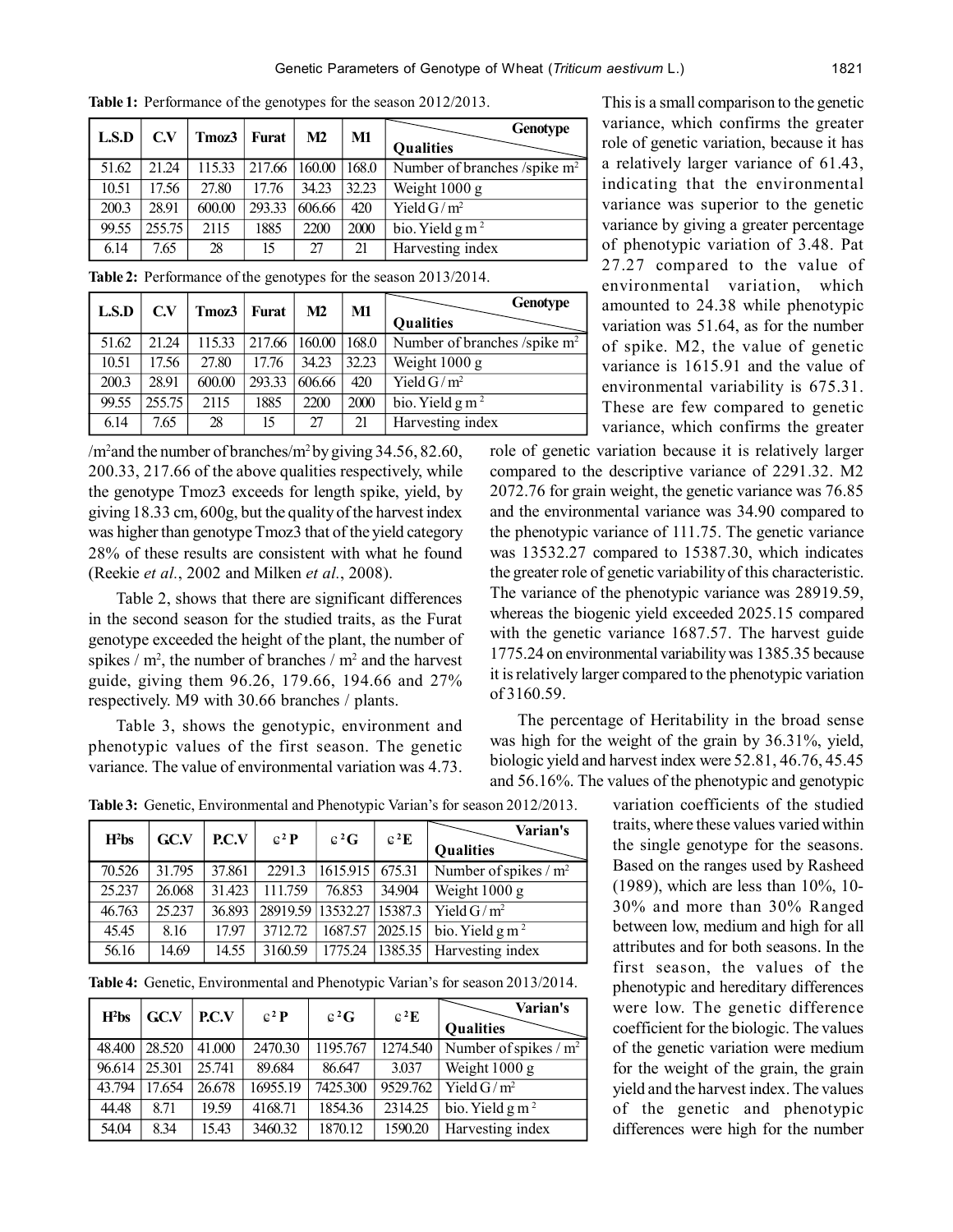**Table 1:** Performance of the genotypes for the season 2012/2013.

| L.S.D | C.V | Tmoz3 | Furat | M2 | M1 | Genotype / Qualities |
|---|---|---|---|---|---|---|
| 51.62 | 21.24 | 115.33 | 217.66 | 160.00 | 168.0 | Number of branches /spike m$^2$ |
| 10.51 | 17.56 | 27.80 | 17.76 | 34.23 | 32.23 | Weight 1000 g |
| 200.3 | 28.91 | 600.00 | 293.33 | 606.66 | 420 | Yield G / m$^2$ |
| 99.55 | 255.75 | 2115 | 1885 | 2200 | 2000 | bio. Yield g m$^2$ |
| 6.14 | 7.65 | 28 | 15 | 27 | 21 | Harvesting index |

**Table 2:** Performance of the genotypes for the season 2013/2014.

| L.S.D | C.V | Tmoz3 | Furat | M2 | M1 | Genotype / Qualities |
|---|---|---|---|---|---|---|
| 51.62 | 21.24 | 115.33 | 217.66 | 160.00 | 168.0 | Number of branches /spike m$^2$ |
| 10.51 | 17.56 | 27.80 | 17.76 | 34.23 | 32.23 | Weight 1000 g |
| 200.3 | 28.91 | 600.00 | 293.33 | 606.66 | 420 | Yield G / m$^2$ |
| 99.55 | 255.75 | 2115 | 1885 | 2200 | 2000 | bio. Yield g m$^2$ |
| 6.14 | 7.65 | 28 | 15 | 27 | 21 | Harvesting index |

/m$^2$and the number of branches/m$^2$ by giving 34.56, 82.60, 200.33, 217.66 of the above qualities respectively, while the genotype Tmoz3 exceeds for length spike, yield, by giving 18.33 cm, 600g, but the quality of the harvest index was higher than genotype Tmoz3 that of the yield category 28% of these results are consistent with what he found (Reekie *et al.*, 2002 and Milken *et al.*, 2008).

Table 2, shows that there are significant differences in the second season for the studied traits, as the Furat genotype exceeded the height of the plant, the number of spikes / m$^2$, the number of branches / m$^2$ and the harvest guide, giving them 96.26, 179.66, 194.66 and 27% respectively. M9 with 30.66 branches / plants.

Table 3, shows the genotypic, environment and phenotypic values of the first season. The genetic variance. The value of environmental variation was 4.73. This is a small comparison to the genetic variance, which confirms the greater role of genetic variation, because it has a relatively larger variance of 61.43, indicating that the environmental variance was superior to the genetic variance by giving a greater percentage of phenotypic variation of 3.48. Pat 27.27 compared to the value of environmental variation, which amounted to 24.38 while phenotypic variation was 51.64, as for the number of spike. M2, the value of genetic variance is 1615.91 and the value of environmental variability is 675.31. These are few compared to genetic variance, which confirms the greater role of genetic variation because it is relatively larger compared to the descriptive variance of 2291.32. M2 2072.76 for grain weight, the genetic variance was 76.85 and the environmental variance was 34.90 compared to the phenotypic variance of 111.75. The genetic variance was 13532.27 compared to 15387.30, which indicates the greater role of genetic variability of this characteristic. The variance of the phenotypic variance was 28919.59, whereas the biogenic yield exceeded 2025.15 compared with the genetic variance 1687.57. The harvest guide 1775.24 on environmental variability was 1385.35 because it is relatively larger compared to the phenotypic variation of 3160.59.

The percentage of Heritability in the broad sense was high for the weight of the grain by 36.31%, yield, biologic yield and harvest index were 52.81, 46.76, 45.45 and 56.16%. The values of the phenotypic and genotypic variation coefficients of the studied traits, where these values varied within the single genotype for the seasons. Based on the ranges used by Rasheed (1989), which are less than 10%, 10-30% and more than 30% Ranged between low, medium and high for all attributes and for both seasons. In the first season, the values of the phenotypic and hereditary differences were low. The genetic difference coefficient for the biologic. The values of the genetic variation were medium for the weight of the grain, the grain yield and the harvest index. The values of the genetic and phenotypic differences were high for the number

**Table 3:** Genetic, Environmental and Phenotypic Varian's for season 2012/2013.

| H$^2$bs | G.C.V | P.C.V | $\sigma^2$P | $\sigma^2$G | $\sigma^2$E | Varian's / Qualities |
|---|---|---|---|---|---|---|
| 70.526 | 31.795 | 37.861 | 2291.3 | 1615.915 | 675.31 | Number of spikes / m$^2$ |
| 25.237 | 26.068 | 31.423 | 111.759 | 76.853 | 34.904 | Weight 1000 g |
| 46.763 | 25.237 | 36.893 | 28919.59 | 13532.27 | 15387.3 | Yield G / m$^2$ |
| 45.45 | 8.16 | 17.97 | 3712.72 | 1687.57 | 2025.15 | bio. Yield g m$^2$ |
| 56.16 | 14.69 | 14.55 | 3160.59 | 1775.24 | 1385.35 | Harvesting index |

**Table 4:** Genetic, Environmental and Phenotypic Varian's for season 2013/2014.

| H$^2$bs | G.C.V | P.C.V | $\sigma^2$P | $\sigma^2$G | $\sigma^2$E | Varian's / Qualities |
|---|---|---|---|---|---|---|
| 48.400 | 28.520 | 41.000 | 2470.30 | 1195.767 | 1274.540 | Number of spikes / m$^2$ |
| 96.614 | 25.301 | 25.741 | 89.684 | 86.647 | 3.037 | Weight 1000 g |
| 43.794 | 17.654 | 26.678 | 16955.19 | 7425.300 | 9529.762 | Yield G / m$^2$ |
| 44.48 | 8.71 | 19.59 | 4168.71 | 1854.36 | 2314.25 | bio. Yield g m$^2$ |
| 54.04 | 8.34 | 15.43 | 3460.32 | 1870.12 | 1590.20 | Harvesting index |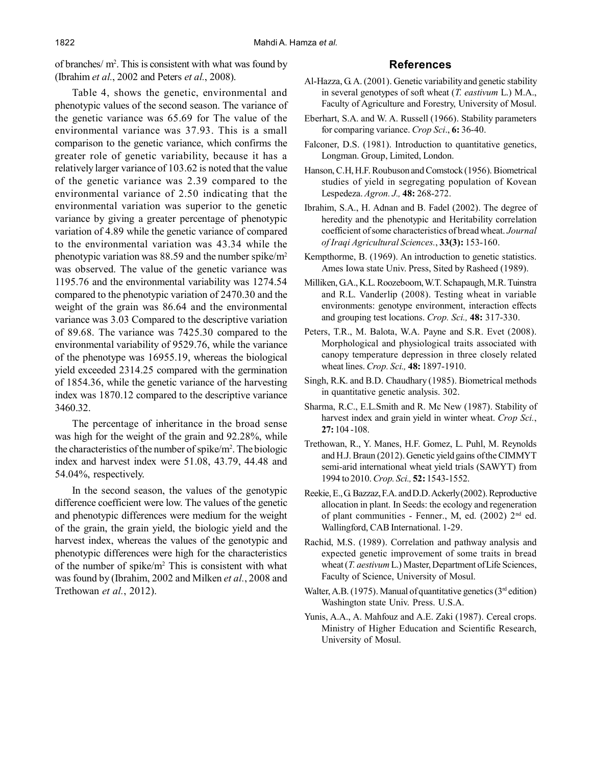of branches/ $m^2$. This is consistent with what was found by (Ibrahim *et al.*, 2002 and Peters *et al.*, 2008).

Table 4, shows the genetic, environmental and phenotypic values of the second season. The variance of the genetic variance was 65.69 for The value of the environmental variance was 37.93. This is a small comparison to the genetic variance, which confirms the greater role of genetic variability, because it has a relatively larger variance of 103.62 is noted that the value of the genetic variance was 2.39 compared to the environmental variance of 2.50 indicating that the environmental variation was superior to the genetic variance by giving a greater percentage of phenotypic variation of 4.89 while the genetic variance of compared to the environmental variation was 43.34 while the phenotypic variation was 88.59 and the number spike/$m^2$ was observed. The value of the genetic variance was 1195.76 and the environmental variability was 1274.54 compared to the phenotypic variation of 2470.30 and the weight of the grain was 86.64 and the environmental variance was 3.03 Compared to the descriptive variation of 89.68. The variance was 7425.30 compared to the environmental variability of 9529.76, while the variance of the phenotype was 16955.19, whereas the biological yield exceeded 2314.25 compared with the germination of 1854.36, while the genetic variance of the harvesting index was 1870.12 compared to the descriptive variance 3460.32.

The percentage of inheritance in the broad sense was high for the weight of the grain and 92.28%, while the characteristics of the number of spike/$m^2$. The biologic index and harvest index were 51.08, 43.79, 44.48 and 54.04%, respectively.

In the second season, the values of the genotypic difference coefficient were low. The values of the genetic and phenotypic differences were medium for the weight of the grain, the grain yield, the biologic yield and the harvest index, whereas the values of the genotypic and phenotypic differences were high for the characteristics of the number of spike/$m^2$ This is consistent with what was found by (Ibrahim, 2002 and Milken *et al.*, 2008 and Trethowan *et al.*, 2012).

## References

Al-Hazza, G. A. (2001). Genetic variability and genetic stability in several genotypes of soft wheat (*T. eastivum* L.) M.A., Faculty of Agriculture and Forestry, University of Mosul.

Eberhart, S.A. and W. A. Russell (1966). Stability parameters for comparing variance. *Crop Sci*., **6:** 36-40.

Falconer, D.S. (1981). Introduction to quantitative genetics, Longman. Group, Limited, London.

Hanson, C.H, H.F. Roubuson and Comstock (1956). Biometrical studies of yield in segregating population of Kovean Lespedeza. *Agron. J.,* **48:** 268-272.

Ibrahim, S.A., H. Adnan and B. Fadel (2002). The degree of heredity and the phenotypic and Heritability correlation coefficient of some characteristics of bread wheat. *Journal of Iraqi Agricultural Sciences.*, **33(3):** 153-160.

Kempthorme, B. (1969). An introduction to genetic statistics. Ames Iowa state Univ. Press, Sited by Rasheed (1989).

Milliken, G.A., K.L. Roozeboom, W.T. Schapaugh, M.R. Tuinstra and R.L. Vanderlip (2008). Testing wheat in variable environments: genotype environment, interaction effects and grouping test locations. *Crop. Sci.,* **48:** 317-330.

Peters, T.R., M. Balota, W.A. Payne and S.R. Evet (2008). Morphological and physiological traits associated with canopy temperature depression in three closely related wheat lines. *Crop. Sci.,* **48:** 1897-1910.

Singh, R.K. and B.D. Chaudhary (1985). Biometrical methods in quantitative genetic analysis. 302.

Sharma, R.C., E.L.Smith and R. Mc New (1987). Stability of harvest index and grain yield in winter wheat. *Crop Sci.*, **27:** 104 -108.

Trethowan, R., Y. Manes, H.F. Gomez, L. Puhl, M. Reynolds and H.J. Braun (2012). Genetic yield gains of the CIMMYT semi-arid international wheat yield trials (SAWYT) from 1994 to 2010. *Crop. Sci.,* **52:** 1543-1552.

Reekie, E., G. Bazzaz, F.A. and D.D. Ackerly (2002). Reproductive allocation in plant. In Seeds: the ecology and regeneration of plant communities - Fenner., M, ed. (2002) 2nd ed. Wallingford, CAB International. 1-29.

Rachid, M.S. (1989). Correlation and pathway analysis and expected genetic improvement of some traits in bread wheat (*T. aestivum* L.) Master, Department of Life Sciences, Faculty of Science, University of Mosul.

Walter, A.B. (1975). Manual of quantitative genetics (3rd edition) Washington state Univ. Press. U.S.A.

Yunis, A.A., A. Mahfouz and A.E. Zaki (1987). Cereal crops. Ministry of Higher Education and Scientific Research, University of Mosul.